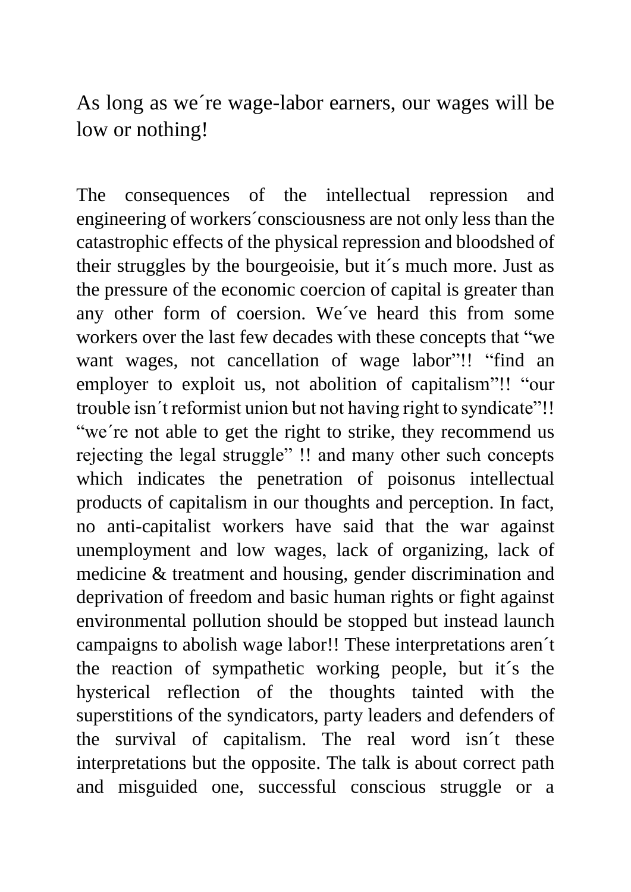# As long as we´re wage-labor earners, our wages will be low or nothing!

The consequences of the intellectual repression and engineering of workers´consciousness are not only less than the catastrophic effects of the physical repression and bloodshed of their struggles by the bourgeoisie, but it´s much more. Just as the pressure of the economic coercion of capital is greater than any other form of coersion. We´ve heard this from some workers over the last few decades with these concepts that "we want wages, not cancellation of wage labor"!! "find an employer to exploit us, not abolition of capitalism"!! "our trouble isn´t reformist union but not having right to syndicate"!! "we´re not able to get the right to strike, they recommend us rejecting the legal struggle" !! and many other such concepts which indicates the penetration of poisonus intellectual products of capitalism in our thoughts and perception. In fact, no anti-capitalist workers have said that the war against unemployment and low wages, lack of organizing, lack of medicine & treatment and housing, gender discrimination and deprivation of freedom and basic human rights or fight against environmental pollution should be stopped but instead launch campaigns to abolish wage labor!! These interpretations aren´t the reaction of sympathetic working people, but it´s the hysterical reflection of the thoughts tainted with the superstitions of the syndicators, party leaders and defenders of the survival of capitalism. The real word isn´t these interpretations but the opposite. The talk is about correct path and misguided one, successful conscious struggle or a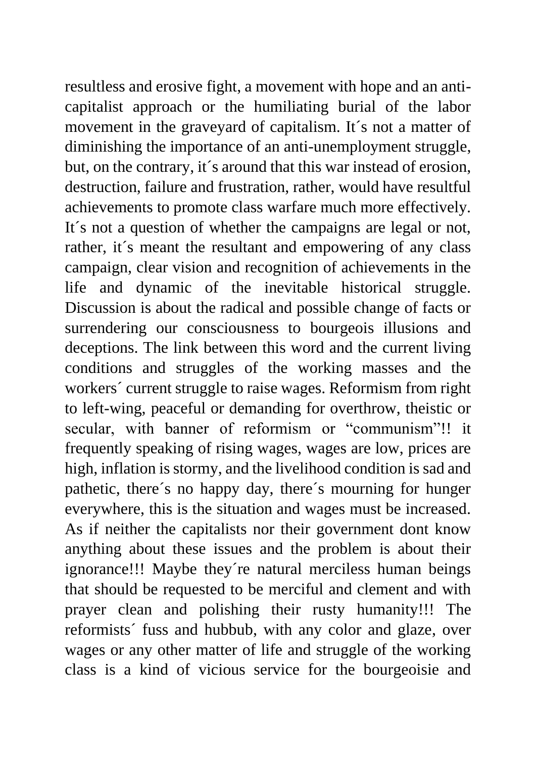resultless and erosive fight, a movement with hope and an anti-capitalist approach or the humiliating burial of the labor movement in the graveyard of capitalism. It´s not a matter of diminishing the importance of an anti-unemployment struggle, but, on the contrary, it´s around that this war instead of erosion, destruction, failure and frustration, rather, would have resultful achievements to promote class warfare much more effectively. It´s not a question of whether the campaigns are legal or not, rather, it´s meant the resultant and empowering of any class campaign, clear vision and recognition of achievements in the life and dynamic of the inevitable historical struggle. Discussion is about the radical and possible change of facts or surrendering our consciousness to bourgeois illusions and deceptions. The link between this word and the current living conditions and struggles of the working masses and the workers´ current struggle to raise wages. Reformism from right to left-wing, peaceful or demanding for overthrow, theistic or secular, with banner of reformism or "communism"!! it frequently speaking of rising wages, wages are low, prices are high, inflation is stormy, and the livelihood condition is sad and pathetic, there´s no happy day, there´s mourning for hunger everywhere, this is the situation and wages must be increased. As if neither the capitalists nor their government dont know anything about these issues and the problem is about their ignorance!!! Maybe they´re natural merciless human beings that should be requested to be merciful and clement and with prayer clean and polishing their rusty humanity!!! The reformists´ fuss and hubbub, with any color and glaze, over wages or any other matter of life and struggle of the working class is a kind of vicious service for the bourgeoisie and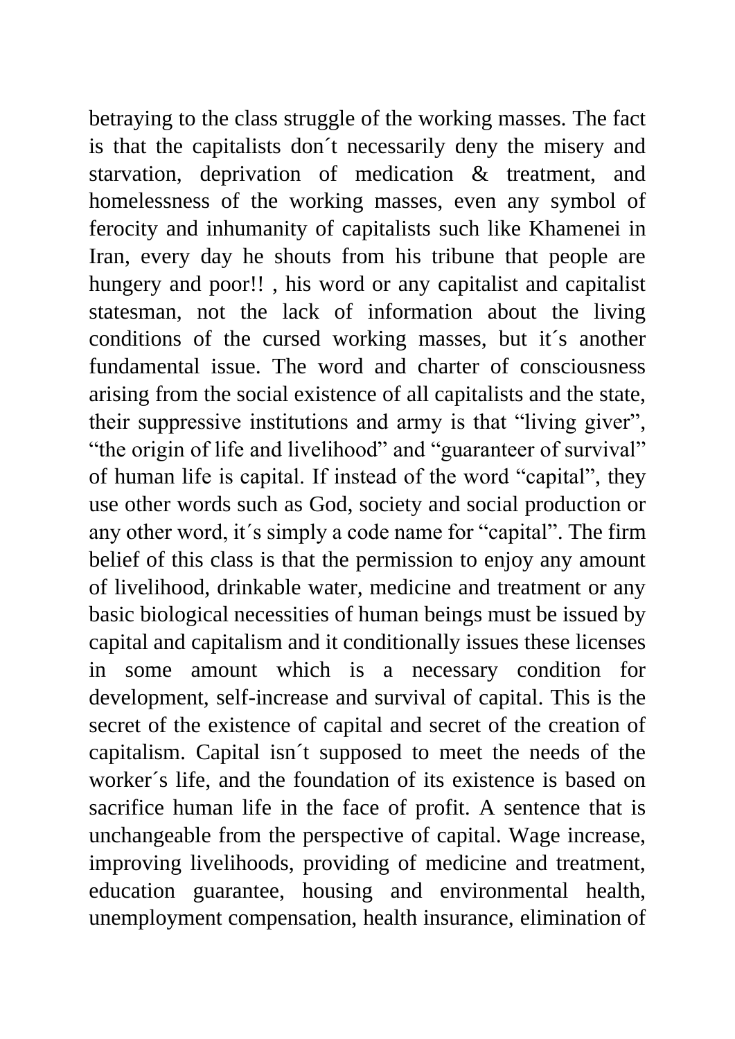betraying to the class struggle of the working masses. The fact is that the capitalists don´t necessarily deny the misery and starvation, deprivation of medication & treatment, and homelessness of the working masses, even any symbol of ferocity and inhumanity of capitalists such like Khamenei in Iran, every day he shouts from his tribune that people are hungery and poor!! , his word or any capitalist and capitalist statesman, not the lack of information about the living conditions of the cursed working masses, but it´s another fundamental issue. The word and charter of consciousness arising from the social existence of all capitalists and the state, their suppressive institutions and army is that "living giver", "the origin of life and livelihood" and "guaranteer of survival" of human life is capital. If instead of the word "capital", they use other words such as God, society and social production or any other word, it´s simply a code name for "capital". The firm belief of this class is that the permission to enjoy any amount of livelihood, drinkable water, medicine and treatment or any basic biological necessities of human beings must be issued by capital and capitalism and it conditionally issues these licenses in some amount which is a necessary condition for development, self-increase and survival of capital. This is the secret of the existence of capital and secret of the creation of capitalism. Capital isn´t supposed to meet the needs of the worker´s life, and the foundation of its existence is based on sacrifice human life in the face of profit. A sentence that is unchangeable from the perspective of capital. Wage increase, improving livelihoods, providing of medicine and treatment, education guarantee, housing and environmental health, unemployment compensation, health insurance, elimination of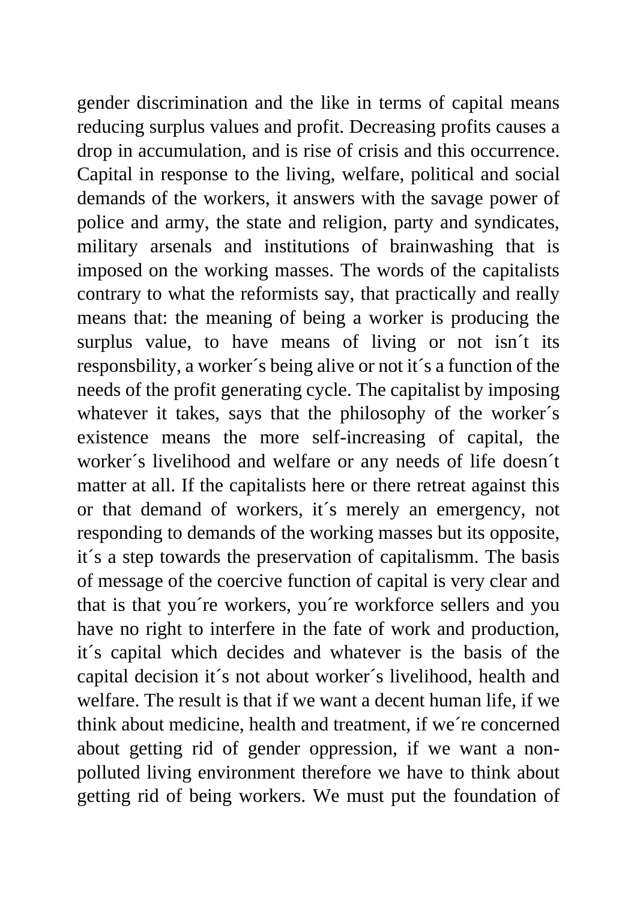gender discrimination and the like in terms of capital means reducing surplus values and profit. Decreasing profits causes a drop in accumulation, and is rise of crisis and this occurrence. Capital in response to the living, welfare, political and social demands of the workers, it answers with the savage power of police and army, the state and religion, party and syndicates, military arsenals and institutions of brainwashing that is imposed on the working masses. The words of the capitalists contrary to what the reformists say, that practically and really means that: the meaning of being a worker is producing the surplus value, to have means of living or not isn´t its responsbility, a worker´s being alive or not it´s a function of the needs of the profit generating cycle. The capitalist by imposing whatever it takes, says that the philosophy of the worker´s existence means the more self-increasing of capital, the worker´s livelihood and welfare or any needs of life doesn´t matter at all. If the capitalists here or there retreat against this or that demand of workers, it´s merely an emergency, not responding to demands of the working masses but its opposite, it´s a step towards the preservation of capitalismm. The basis of message of the coercive function of capital is very clear and that is that you´re workers, you´re workforce sellers and you have no right to interfere in the fate of work and production, it´s capital which decides and whatever is the basis of the capital decision it´s not about worker´s livelihood, health and welfare. The result is that if we want a decent human life, if we think about medicine, health and treatment, if we´re concerned about getting rid of gender oppression, if we want a non-polluted living environment therefore we have to think about getting rid of being workers. We must put the foundation of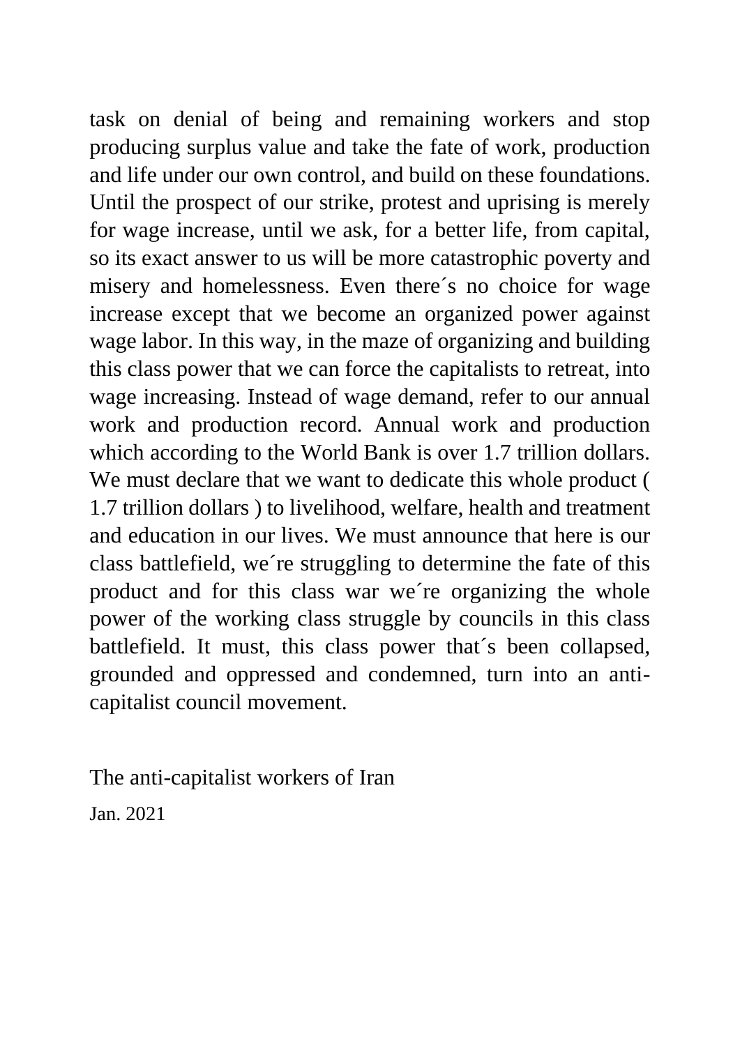task on denial of being and remaining workers and stop producing surplus value and take the fate of work, production and life under our own control, and build on these foundations. Until the prospect of our strike, protest and uprising is merely for wage increase, until we ask, for a better life, from capital, so its exact answer to us will be more catastrophic poverty and misery and homelessness. Even there´s no choice for wage increase except that we become an organized power against wage labor. In this way, in the maze of organizing and building this class power that we can force the capitalists to retreat, into wage increasing. Instead of wage demand, refer to our annual work and production record. Annual work and production which according to the World Bank is over 1.7 trillion dollars. We must declare that we want to dedicate this whole product ( 1.7 trillion dollars ) to livelihood, welfare, health and treatment and education in our lives. We must announce that here is our class battlefield, we´re struggling to determine the fate of this product and for this class war we´re organizing the whole power of the working class struggle by councils in this class battlefield. It must, this class power that´s been collapsed, grounded and oppressed and condemned, turn into an anti-capitalist council movement.

The anti-capitalist workers of Iran

Jan. 2021